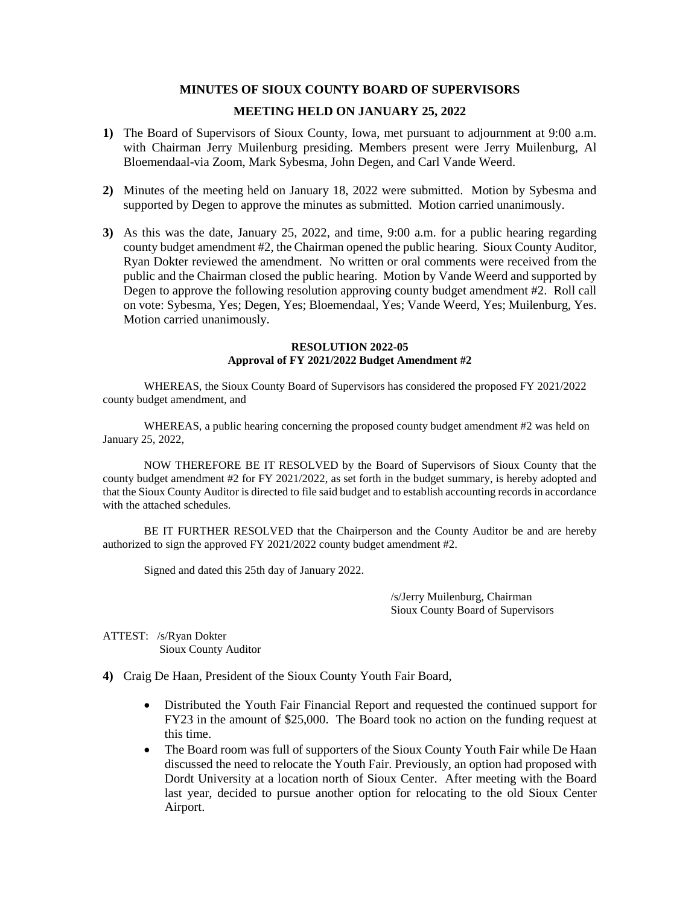# MINUTES OF SIOUX COUNTY BOARD OF SUPERVISORS

## MEETING HELD ON JANUARY 25, 2022

**1)** The Board of Supervisors of Sioux County, Iowa, met pursuant to adjournment at 9:00 a.m. with Chairman Jerry Muilenburg presiding. Members present were Jerry Muilenburg, Al Bloemendaal-via Zoom, Mark Sybesma, John Degen, and Carl Vande Weerd.

**2)** Minutes of the meeting held on January 18, 2022 were submitted. Motion by Sybesma and supported by Degen to approve the minutes as submitted. Motion carried unanimously.

**3)** As this was the date, January 25, 2022, and time, 9:00 a.m. for a public hearing regarding county budget amendment #2, the Chairman opened the public hearing. Sioux County Auditor, Ryan Dokter reviewed the amendment. No written or oral comments were received from the public and the Chairman closed the public hearing. Motion by Vande Weerd and supported by Degen to approve the following resolution approving county budget amendment #2. Roll call on vote: Sybesma, Yes; Degen, Yes; Bloemendaal, Yes; Vande Weerd, Yes; Muilenburg, Yes. Motion carried unanimously.

**RESOLUTION 2022-05**
**Approval of FY 2021/2022 Budget Amendment #2**

WHEREAS, the Sioux County Board of Supervisors has considered the proposed FY 2021/2022 county budget amendment, and

WHEREAS, a public hearing concerning the proposed county budget amendment #2 was held on January 25, 2022,

NOW THEREFORE BE IT RESOLVED by the Board of Supervisors of Sioux County that the county budget amendment #2 for FY 2021/2022, as set forth in the budget summary, is hereby adopted and that the Sioux County Auditor is directed to file said budget and to establish accounting records in accordance with the attached schedules.

BE IT FURTHER RESOLVED that the Chairperson and the County Auditor be and are hereby authorized to sign the approved FY 2021/2022 county budget amendment #2.

Signed and dated this 25th day of January 2022.

/s/Jerry Muilenburg, Chairman
Sioux County Board of Supervisors

ATTEST: /s/Ryan Dokter
Sioux County Auditor

**4)** Craig De Haan, President of the Sioux County Youth Fair Board,

- Distributed the Youth Fair Financial Report and requested the continued support for FY23 in the amount of $25,000. The Board took no action on the funding request at this time.
- The Board room was full of supporters of the Sioux County Youth Fair while De Haan discussed the need to relocate the Youth Fair. Previously, an option had proposed with Dordt University at a location north of Sioux Center. After meeting with the Board last year, decided to pursue another option for relocating to the old Sioux Center Airport.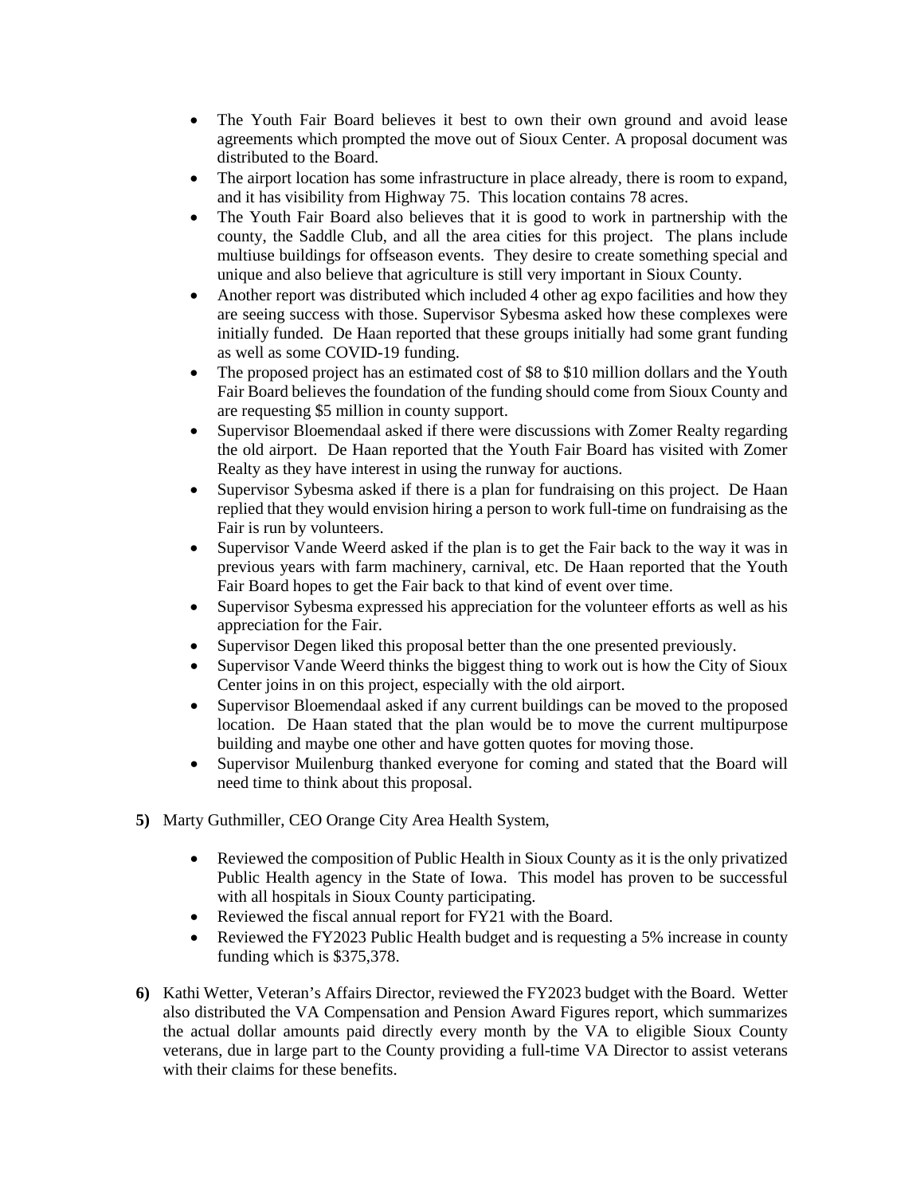- The Youth Fair Board believes it best to own their own ground and avoid lease agreements which prompted the move out of Sioux Center. A proposal document was distributed to the Board.
- The airport location has some infrastructure in place already, there is room to expand, and it has visibility from Highway 75. This location contains 78 acres.
- The Youth Fair Board also believes that it is good to work in partnership with the county, the Saddle Club, and all the area cities for this project. The plans include multiuse buildings for offseason events. They desire to create something special and unique and also believe that agriculture is still very important in Sioux County.
- Another report was distributed which included 4 other ag expo facilities and how they are seeing success with those. Supervisor Sybesma asked how these complexes were initially funded. De Haan reported that these groups initially had some grant funding as well as some COVID-19 funding.
- The proposed project has an estimated cost of $8 to $10 million dollars and the Youth Fair Board believes the foundation of the funding should come from Sioux County and are requesting $5 million in county support.
- Supervisor Bloemendaal asked if there were discussions with Zomer Realty regarding the old airport. De Haan reported that the Youth Fair Board has visited with Zomer Realty as they have interest in using the runway for auctions.
- Supervisor Sybesma asked if there is a plan for fundraising on this project. De Haan replied that they would envision hiring a person to work full-time on fundraising as the Fair is run by volunteers.
- Supervisor Vande Weerd asked if the plan is to get the Fair back to the way it was in previous years with farm machinery, carnival, etc. De Haan reported that the Youth Fair Board hopes to get the Fair back to that kind of event over time.
- Supervisor Sybesma expressed his appreciation for the volunteer efforts as well as his appreciation for the Fair.
- Supervisor Degen liked this proposal better than the one presented previously.
- Supervisor Vande Weerd thinks the biggest thing to work out is how the City of Sioux Center joins in on this project, especially with the old airport.
- Supervisor Bloemendaal asked if any current buildings can be moved to the proposed location. De Haan stated that the plan would be to move the current multipurpose building and maybe one other and have gotten quotes for moving those.
- Supervisor Muilenburg thanked everyone for coming and stated that the Board will need time to think about this proposal.

**5)** Marty Guthmiller, CEO Orange City Area Health System,

- Reviewed the composition of Public Health in Sioux County as it is the only privatized Public Health agency in the State of Iowa. This model has proven to be successful with all hospitals in Sioux County participating.
- Reviewed the fiscal annual report for FY21 with the Board.
- Reviewed the FY2023 Public Health budget and is requesting a 5% increase in county funding which is $375,378.

**6)** Kathi Wetter, Veteran's Affairs Director, reviewed the FY2023 budget with the Board. Wetter also distributed the VA Compensation and Pension Award Figures report, which summarizes the actual dollar amounts paid directly every month by the VA to eligible Sioux County veterans, due in large part to the County providing a full-time VA Director to assist veterans with their claims for these benefits.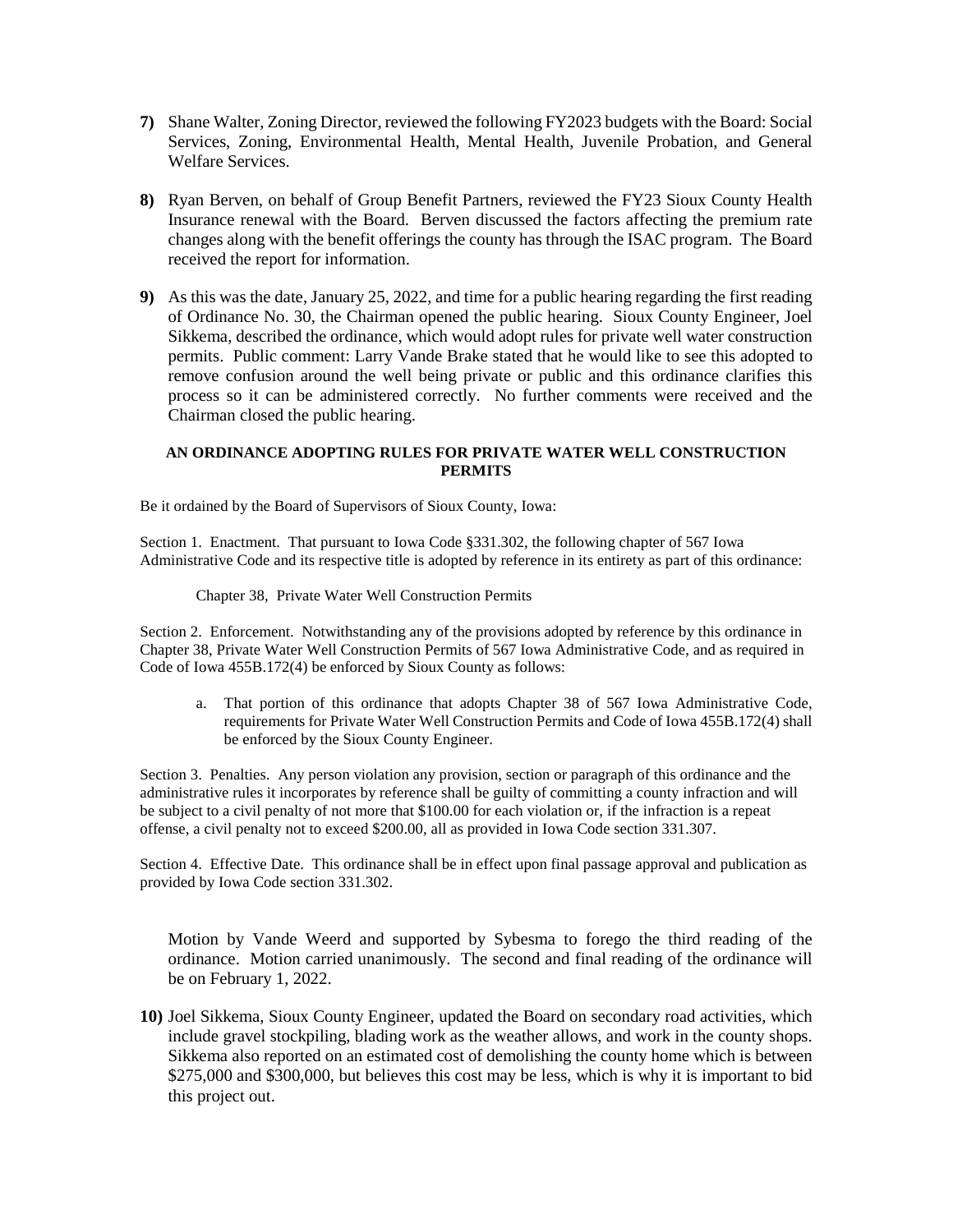**7)** Shane Walter, Zoning Director, reviewed the following FY2023 budgets with the Board: Social Services, Zoning, Environmental Health, Mental Health, Juvenile Probation, and General Welfare Services.

**8)** Ryan Berven, on behalf of Group Benefit Partners, reviewed the FY23 Sioux County Health Insurance renewal with the Board. Berven discussed the factors affecting the premium rate changes along with the benefit offerings the county has through the ISAC program. The Board received the report for information.

**9)** As this was the date, January 25, 2022, and time for a public hearing regarding the first reading of Ordinance No. 30, the Chairman opened the public hearing. Sioux County Engineer, Joel Sikkema, described the ordinance, which would adopt rules for private well water construction permits. Public comment: Larry Vande Brake stated that he would like to see this adopted to remove confusion around the well being private or public and this ordinance clarifies this process so it can be administered correctly. No further comments were received and the Chairman closed the public hearing.

**AN ORDINANCE ADOPTING RULES FOR PRIVATE WATER WELL CONSTRUCTION PERMITS**

Be it ordained by the Board of Supervisors of Sioux County, Iowa:

Section 1. Enactment. That pursuant to Iowa Code §331.302, the following chapter of 567 Iowa Administrative Code and its respective title is adopted by reference in its entirety as part of this ordinance:

Chapter 38, Private Water Well Construction Permits

Section 2. Enforcement. Notwithstanding any of the provisions adopted by reference by this ordinance in Chapter 38, Private Water Well Construction Permits of 567 Iowa Administrative Code, and as required in Code of Iowa 455B.172(4) be enforced by Sioux County as follows:

a. That portion of this ordinance that adopts Chapter 38 of 567 Iowa Administrative Code, requirements for Private Water Well Construction Permits and Code of Iowa 455B.172(4) shall be enforced by the Sioux County Engineer.

Section 3. Penalties. Any person violation any provision, section or paragraph of this ordinance and the administrative rules it incorporates by reference shall be guilty of committing a county infraction and will be subject to a civil penalty of not more that $100.00 for each violation or, if the infraction is a repeat offense, a civil penalty not to exceed $200.00, all as provided in Iowa Code section 331.307.

Section 4. Effective Date. This ordinance shall be in effect upon final passage approval and publication as provided by Iowa Code section 331.302.

Motion by Vande Weerd and supported by Sybesma to forego the third reading of the ordinance. Motion carried unanimously. The second and final reading of the ordinance will be on February 1, 2022.

**10)** Joel Sikkema, Sioux County Engineer, updated the Board on secondary road activities, which include gravel stockpiling, blading work as the weather allows, and work in the county shops. Sikkema also reported on an estimated cost of demolishing the county home which is between $275,000 and $300,000, but believes this cost may be less, which is why it is important to bid this project out.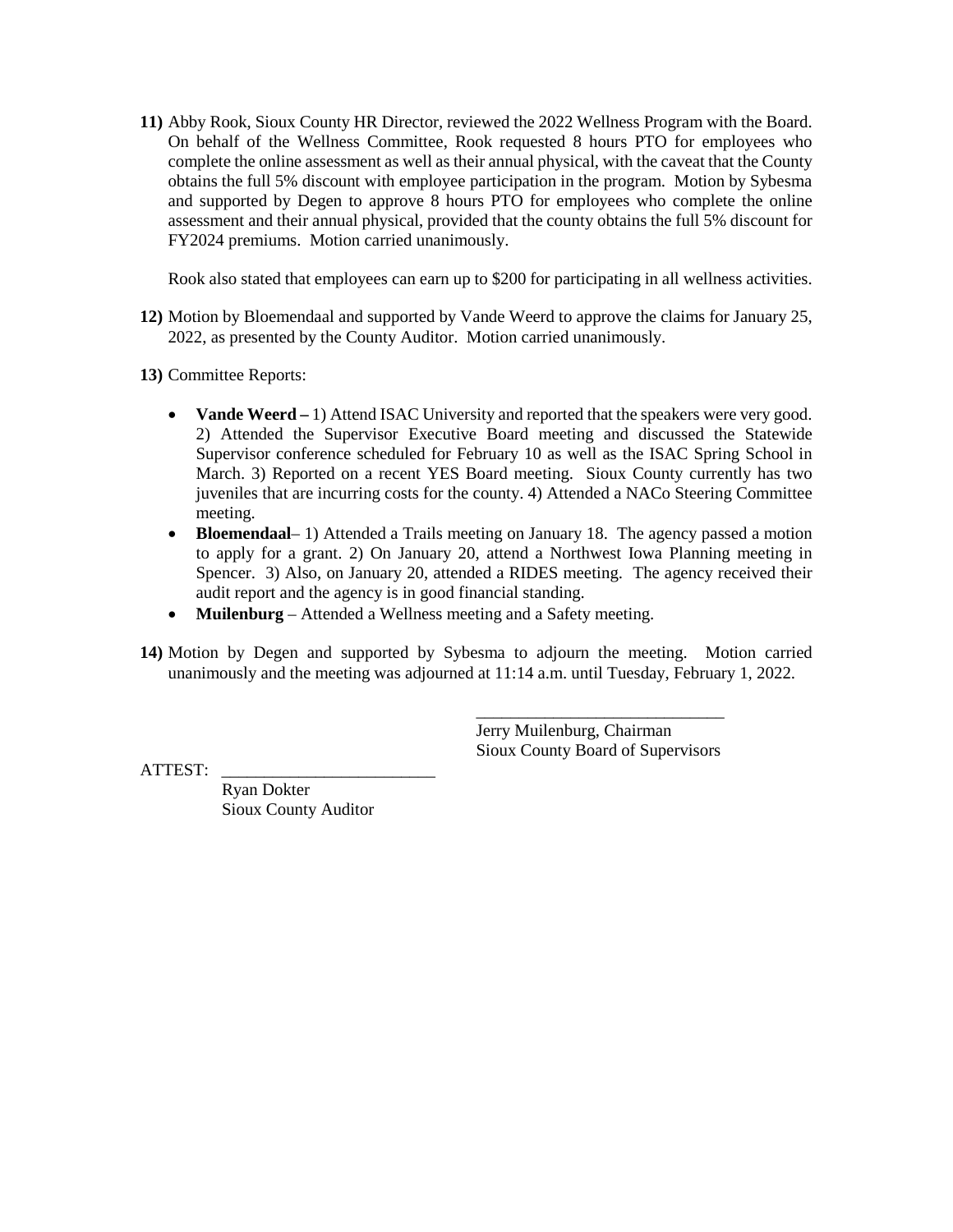**11)** Abby Rook, Sioux County HR Director, reviewed the 2022 Wellness Program with the Board. On behalf of the Wellness Committee, Rook requested 8 hours PTO for employees who complete the online assessment as well as their annual physical, with the caveat that the County obtains the full 5% discount with employee participation in the program. Motion by Sybesma and supported by Degen to approve 8 hours PTO for employees who complete the online assessment and their annual physical, provided that the county obtains the full 5% discount for FY2024 premiums. Motion carried unanimously.

Rook also stated that employees can earn up to $200 for participating in all wellness activities.

**12)** Motion by Bloemendaal and supported by Vande Weerd to approve the claims for January 25, 2022, as presented by the County Auditor. Motion carried unanimously.

**13)** Committee Reports:

- **Vande Weerd –** 1) Attend ISAC University and reported that the speakers were very good. 2) Attended the Supervisor Executive Board meeting and discussed the Statewide Supervisor conference scheduled for February 10 as well as the ISAC Spring School in March. 3) Reported on a recent YES Board meeting. Sioux County currently has two juveniles that are incurring costs for the county. 4) Attended a NACo Steering Committee meeting.
- **Bloemendaal**– 1) Attended a Trails meeting on January 18. The agency passed a motion to apply for a grant. 2) On January 20, attend a Northwest Iowa Planning meeting in Spencer. 3) Also, on January 20, attended a RIDES meeting. The agency received their audit report and the agency is in good financial standing.
- **Muilenburg** – Attended a Wellness meeting and a Safety meeting.

**14)** Motion by Degen and supported by Sybesma to adjourn the meeting. Motion carried unanimously and the meeting was adjourned at 11:14 a.m. until Tuesday, February 1, 2022.

\_\_\_\_\_\_\_\_\_\_\_\_\_\_\_\_\_\_\_\_\_\_\_\_\_\_\_\_\_\_
Jerry Muilenburg, Chairman
Sioux County Board of Supervisors

ATTEST: \_\_\_\_\_\_\_\_\_\_\_\_\_\_\_\_\_\_\_\_\_\_\_\_\_
Ryan Dokter
Sioux County Auditor